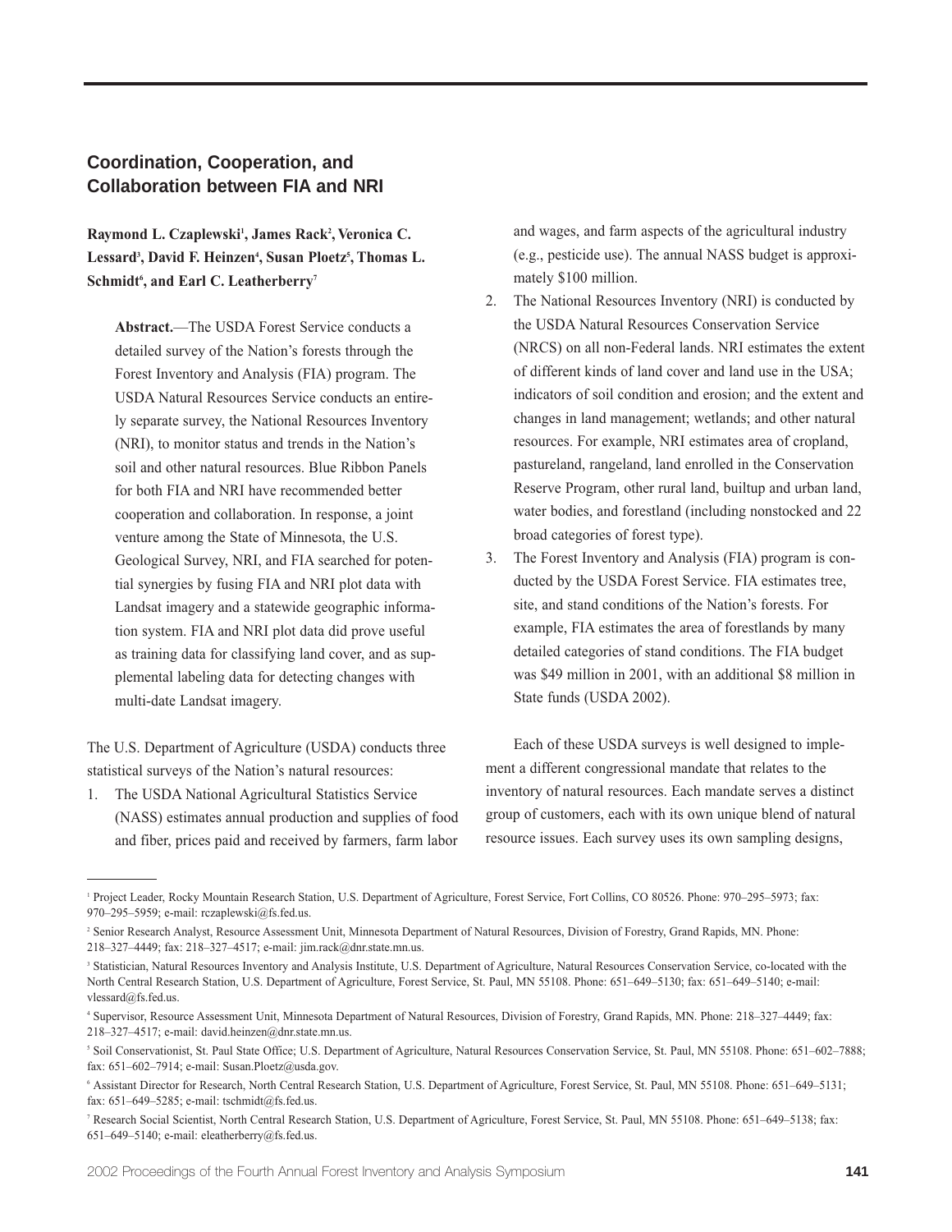# Coordination, Cooperation, and Collaboration between FIA and NRI

**Raymond L. Czaplewski[1], James Rack[2], Veronica C. Lessard[3], David F. Heinzen[4], Susan Ploetz[5], Thomas L. Schmidt[6], and Earl C. Leatherberry[7]**

**Abstract.**—The USDA Forest Service conducts a detailed survey of the Nation's forests through the Forest Inventory and Analysis (FIA) program. The USDA Natural Resources Service conducts an entirely separate survey, the National Resources Inventory (NRI), to monitor status and trends in the Nation's soil and other natural resources. Blue Ribbon Panels for both FIA and NRI have recommended better cooperation and collaboration. In response, a joint venture among the State of Minnesota, the U.S. Geological Survey, NRI, and FIA searched for potential synergies by fusing FIA and NRI plot data with Landsat imagery and a statewide geographic information system. FIA and NRI plot data did prove useful as training data for classifying land cover, and as supplemental labeling data for detecting changes with multi-date Landsat imagery.

The U.S. Department of Agriculture (USDA) conducts three statistical surveys of the Nation's natural resources:

1. The USDA National Agricultural Statistics Service (NASS) estimates annual production and supplies of food and fiber, prices paid and received by farmers, farm labor and wages, and farm aspects of the agricultural industry (e.g., pesticide use). The annual NASS budget is approximately $100 million.
2. The National Resources Inventory (NRI) is conducted by the USDA Natural Resources Conservation Service (NRCS) on all non-Federal lands. NRI estimates the extent of different kinds of land cover and land use in the USA; indicators of soil condition and erosion; and the extent and changes in land management; wetlands; and other natural resources. For example, NRI estimates area of cropland, pastureland, rangeland, land enrolled in the Conservation Reserve Program, other rural land, builtup and urban land, water bodies, and forestland (including nonstocked and 22 broad categories of forest type).
3. The Forest Inventory and Analysis (FIA) program is conducted by the USDA Forest Service. FIA estimates tree, site, and stand conditions of the Nation's forests. For example, FIA estimates the area of forestlands by many detailed categories of stand conditions. The FIA budget was $49 million in 2001, with an additional $8 million in State funds (USDA 2002).

Each of these USDA surveys is well designed to implement a different congressional mandate that relates to the inventory of natural resources. Each mandate serves a distinct group of customers, each with its own unique blend of natural resource issues. Each survey uses its own sampling designs,

---

[1] Project Leader, Rocky Mountain Research Station, U.S. Department of Agriculture, Forest Service, Fort Collins, CO 80526. Phone: 970–295–5973; fax: 970–295–5959; e-mail: rczaplewski@fs.fed.us.

[2] Senior Research Analyst, Resource Assessment Unit, Minnesota Department of Natural Resources, Division of Forestry, Grand Rapids, MN. Phone: 218–327–4449; fax: 218–327–4517; e-mail: jim.rack@dnr.state.mn.us.

[3] Statistician, Natural Resources Inventory and Analysis Institute, U.S. Department of Agriculture, Natural Resources Conservation Service, co-located with the North Central Research Station, U.S. Department of Agriculture, Forest Service, St. Paul, MN 55108. Phone: 651–649–5130; fax: 651–649–5140; e-mail: vlessard@fs.fed.us.

[4] Supervisor, Resource Assessment Unit, Minnesota Department of Natural Resources, Division of Forestry, Grand Rapids, MN. Phone: 218–327–4449; fax: 218–327–4517; e-mail: david.heinzen@dnr.state.mn.us.

[5] Soil Conservationist, St. Paul State Office; U.S. Department of Agriculture, Natural Resources Conservation Service, St. Paul, MN 55108. Phone: 651–602–7888; fax: 651–602–7914; e-mail: Susan.Ploetz@usda.gov.

[6] Assistant Director for Research, North Central Research Station, U.S. Department of Agriculture, Forest Service, St. Paul, MN 55108. Phone: 651–649–5131; fax: 651–649–5285; e-mail: tschmidt@fs.fed.us.

[7] Research Social Scientist, North Central Research Station, U.S. Department of Agriculture, Forest Service, St. Paul, MN 55108. Phone: 651–649–5138; fax: 651–649–5140; e-mail: eleatherberry@fs.fed.us.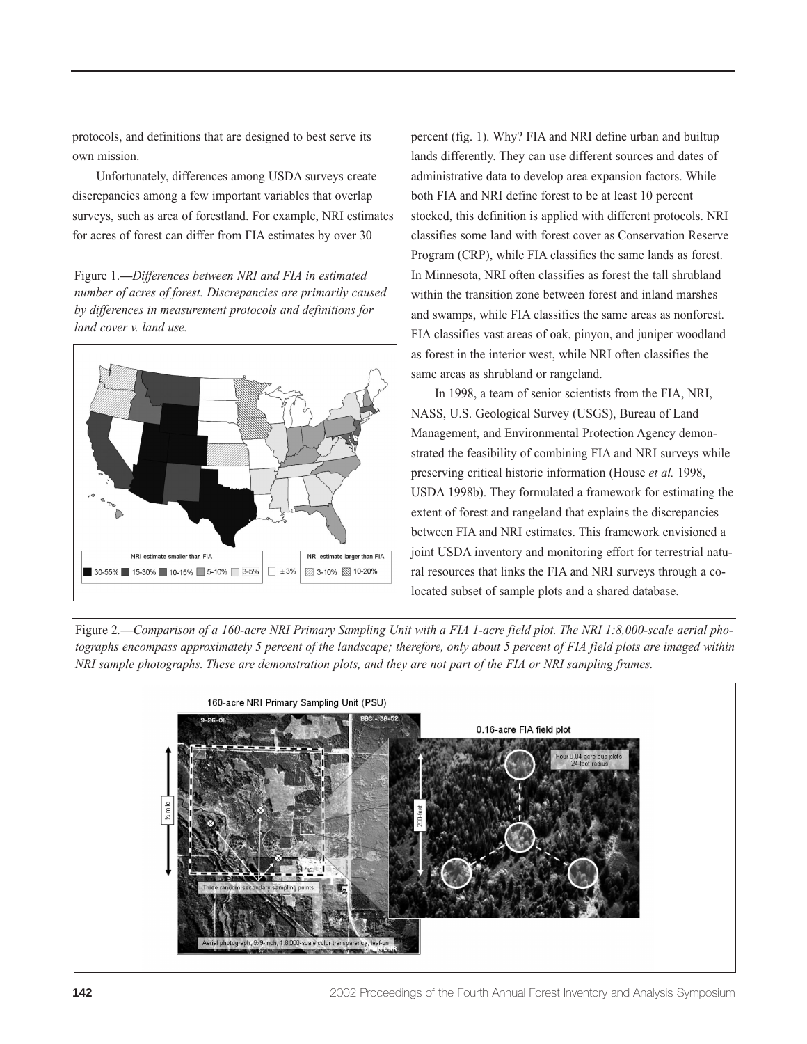protocols, and definitions that are designed to best serve its own mission.

Unfortunately, differences among USDA surveys create discrepancies among a few important variables that overlap surveys, such as area of forestland. For example, NRI estimates for acres of forest can differ from FIA estimates by over 30 percent (fig. 1). Why? FIA and NRI define urban and builtup lands differently. They can use different sources and dates of administrative data to develop area expansion factors. While both FIA and NRI define forest to be at least 10 percent stocked, this definition is applied with different protocols. NRI classifies some land with forest cover as Conservation Reserve Program (CRP), while FIA classifies the same lands as forest. In Minnesota, NRI often classifies as forest the tall shrubland within the transition zone between forest and inland marshes and swamps, while FIA classifies the same areas as nonforest. FIA classifies vast areas of oak, pinyon, and juniper woodland as forest in the interior west, while NRI often classifies the same areas as shrubland or rangeland.

Figure 1.—*Differences between NRI and FIA in estimated number of acres of forest. Discrepancies are primarily caused by differences in measurement protocols and definitions for land cover v. land use.*

In 1998, a team of senior scientists from the FIA, NRI, NASS, U.S. Geological Survey (USGS), Bureau of Land Management, and Environmental Protection Agency demonstrated the feasibility of combining FIA and NRI surveys while preserving critical historic information (House *et al.* 1998, USDA 1998b). They formulated a framework for estimating the extent of forest and rangeland that explains the discrepancies between FIA and NRI estimates. This framework envisioned a joint USDA inventory and monitoring effort for terrestrial natural resources that links the FIA and NRI surveys through a co-located subset of sample plots and a shared database.

Figure 2.—*Comparison of a 160-acre NRI Primary Sampling Unit with a FIA 1-acre field plot. The NRI 1:8,000-scale aerial photographs encompass approximately 5 percent of the landscape; therefore, only about 5 percent of FIA field plots are imaged within NRI sample photographs. These are demonstration plots, and they are not part of the FIA or NRI sampling frames.*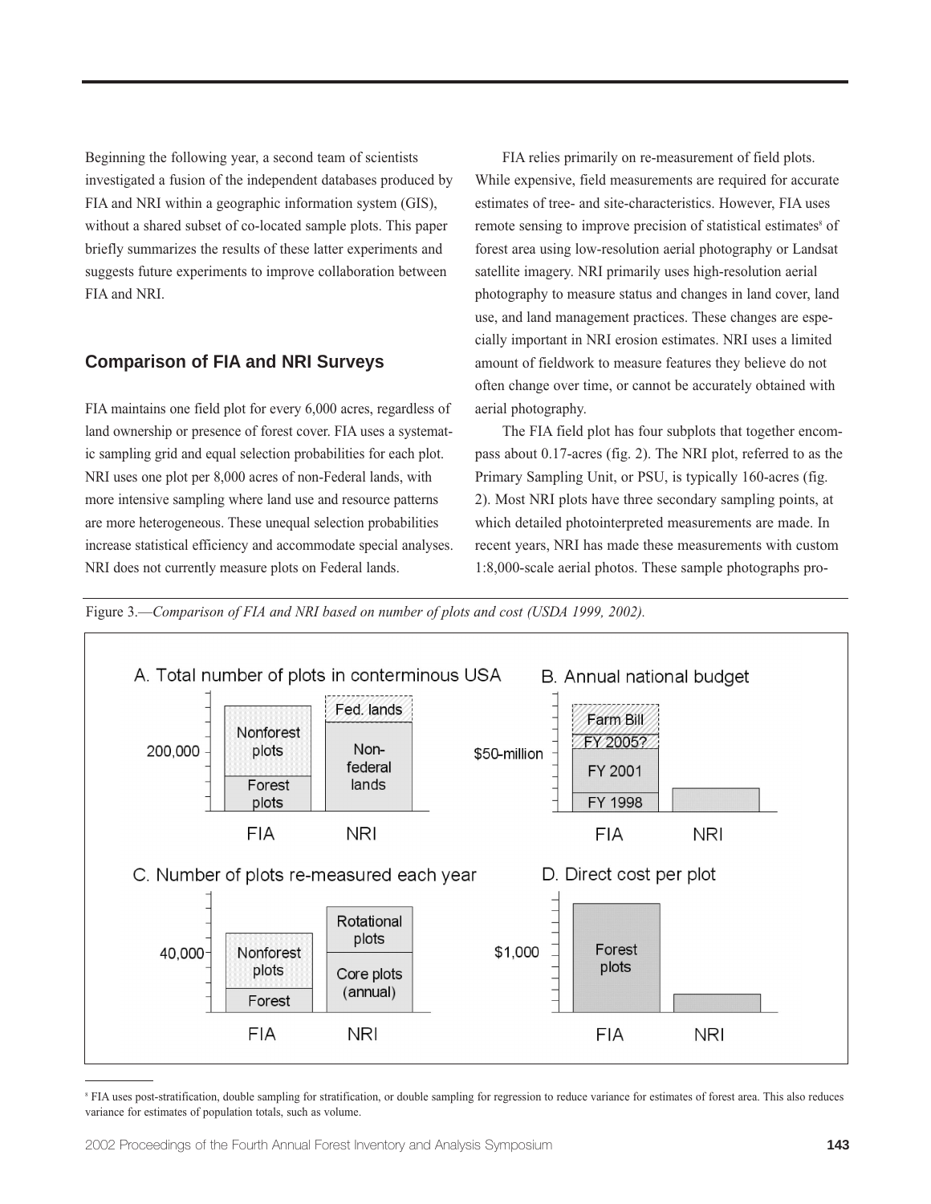Beginning the following year, a second team of scientists investigated a fusion of the independent databases produced by FIA and NRI within a geographic information system (GIS), without a shared subset of co-located sample plots. This paper briefly summarizes the results of these latter experiments and suggests future experiments to improve collaboration between FIA and NRI.

## Comparison of FIA and NRI Surveys

FIA maintains one field plot for every 6,000 acres, regardless of land ownership or presence of forest cover. FIA uses a systematic sampling grid and equal selection probabilities for each plot. NRI uses one plot per 8,000 acres of non-Federal lands, with more intensive sampling where land use and resource patterns are more heterogeneous. These unequal selection probabilities increase statistical efficiency and accommodate special analyses. NRI does not currently measure plots on Federal lands.

FIA relies primarily on re-measurement of field plots. While expensive, field measurements are required for accurate estimates of tree- and site-characteristics. However, FIA uses remote sensing to improve precision of statistical estimates[8] of forest area using low-resolution aerial photography or Landsat satellite imagery. NRI primarily uses high-resolution aerial photography to measure status and changes in land cover, land use, and land management practices. These changes are especially important in NRI erosion estimates. NRI uses a limited amount of fieldwork to measure features they believe do not often change over time, or cannot be accurately obtained with aerial photography.

The FIA field plot has four subplots that together encompass about 0.17-acres (fig. 2). The NRI plot, referred to as the Primary Sampling Unit, or PSU, is typically 160-acres (fig. 2). Most NRI plots have three secondary sampling points, at which detailed photointerpreted measurements are made. In recent years, NRI has made these measurements with custom 1:8,000-scale aerial photos. These sample photographs pro-

Figure 3.—*Comparison of FIA and NRI based on number of plots and cost (USDA 1999, 2002).*

A. Total number of plots in conterminous USA — 200,000; FIA: Forest plots, Nonforest plots; NRI: Non-federal lands, Fed. lands

B. Annual national budget — $50-million; FIA: FY 1998, FY 2001, FY 2005?, Farm Bill; NRI

C. Number of plots re-measured each year — 40,000; FIA: Forest, Nonforest plots; NRI: Core plots (annual), Rotational plots

D. Direct cost per plot — $1,000; FIA: Forest plots; NRI

[8] FIA uses post-stratification, double sampling for stratification, or double sampling for regression to reduce variance for estimates of forest area. This also reduces variance for estimates of population totals, such as volume.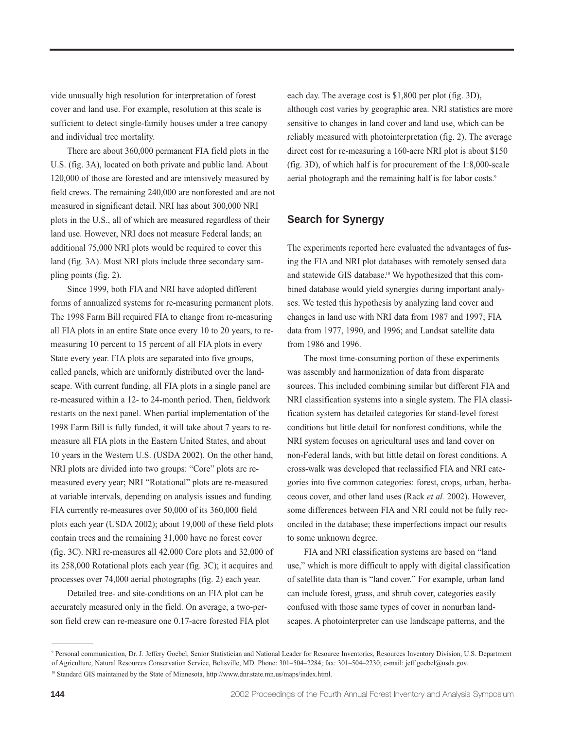vide unusually high resolution for interpretation of forest cover and land use. For example, resolution at this scale is sufficient to detect single-family houses under a tree canopy and individual tree mortality.

There are about 360,000 permanent FIA field plots in the U.S. (fig. 3A), located on both private and public land. About 120,000 of those are forested and are intensively measured by field crews. The remaining 240,000 are nonforested and are not measured in significant detail. NRI has about 300,000 NRI plots in the U.S., all of which are measured regardless of their land use. However, NRI does not measure Federal lands; an additional 75,000 NRI plots would be required to cover this land (fig. 3A). Most NRI plots include three secondary sampling points (fig. 2).

Since 1999, both FIA and NRI have adopted different forms of annualized systems for re-measuring permanent plots. The 1998 Farm Bill required FIA to change from re-measuring all FIA plots in an entire State once every 10 to 20 years, to re-measuring 10 percent to 15 percent of all FIA plots in every State every year. FIA plots are separated into five groups, called panels, which are uniformly distributed over the landscape. With current funding, all FIA plots in a single panel are re-measured within a 12- to 24-month period. Then, fieldwork restarts on the next panel. When partial implementation of the 1998 Farm Bill is fully funded, it will take about 7 years to re-measure all FIA plots in the Eastern United States, and about 10 years in the Western U.S. (USDA 2002). On the other hand, NRI plots are divided into two groups: "Core" plots are re-measured every year; NRI "Rotational" plots are re-measured at variable intervals, depending on analysis issues and funding. FIA currently re-measures over 50,000 of its 360,000 field plots each year (USDA 2002); about 19,000 of these field plots contain trees and the remaining 31,000 have no forest cover (fig. 3C). NRI re-measures all 42,000 Core plots and 32,000 of its 258,000 Rotational plots each year (fig. 3C); it acquires and processes over 74,000 aerial photographs (fig. 2) each year.

Detailed tree- and site-conditions on an FIA plot can be accurately measured only in the field. On average, a two-person field crew can re-measure one 0.17-acre forested FIA plot each day. The average cost is $1,800 per plot (fig. 3D), although cost varies by geographic area. NRI statistics are more sensitive to changes in land cover and land use, which can be reliably measured with photointerpretation (fig. 2). The average direct cost for re-measuring a 160-acre NRI plot is about $150 (fig. 3D), of which half is for procurement of the 1:8,000-scale aerial photograph and the remaining half is for labor costs.[9]

## Search for Synergy

The experiments reported here evaluated the advantages of fusing the FIA and NRI plot databases with remotely sensed data and statewide GIS database.[10] We hypothesized that this combined database would yield synergies during important analyses. We tested this hypothesis by analyzing land cover and changes in land use with NRI data from 1987 and 1997; FIA data from 1977, 1990, and 1996; and Landsat satellite data from 1986 and 1996.

The most time-consuming portion of these experiments was assembly and harmonization of data from disparate sources. This included combining similar but different FIA and NRI classification systems into a single system. The FIA classification system has detailed categories for stand-level forest conditions but little detail for nonforest conditions, while the NRI system focuses on agricultural uses and land cover on non-Federal lands, with but little detail on forest conditions. A cross-walk was developed that reclassified FIA and NRI categories into five common categories: forest, crops, urban, herbaceous cover, and other land uses (Rack *et al.* 2002). However, some differences between FIA and NRI could not be fully reconciled in the database; these imperfections impact our results to some unknown degree.

FIA and NRI classification systems are based on "land use," which is more difficult to apply with digital classification of satellite data than is "land cover." For example, urban land can include forest, grass, and shrub cover, categories easily confused with those same types of cover in nonurban landscapes. A photointerpreter can use landscape patterns, and the

[9] Personal communication, Dr. J. Jeffery Goebel, Senior Statistician and National Leader for Resource Inventories, Resources Inventory Division, U.S. Department of Agriculture, Natural Resources Conservation Service, Beltsville, MD. Phone: 301–504–2284; fax: 301–504–2230; e-mail: jeff.goebel@usda.gov.

[10] Standard GIS maintained by the State of Minnesota, http://www.dnr.state.mn.us/maps/index.html.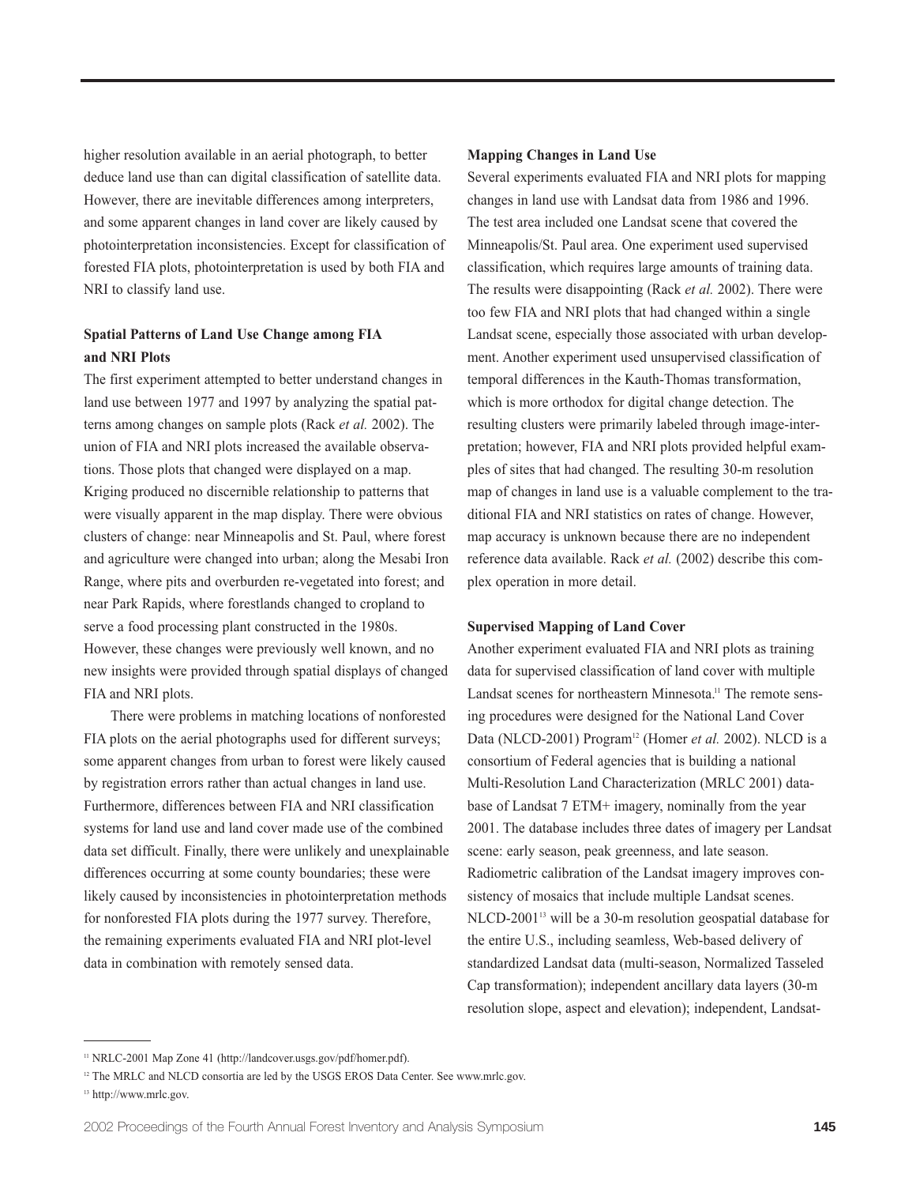higher resolution available in an aerial photograph, to better deduce land use than can digital classification of satellite data. However, there are inevitable differences among interpreters, and some apparent changes in land cover are likely caused by photointerpretation inconsistencies. Except for classification of forested FIA plots, photointerpretation is used by both FIA and NRI to classify land use.

**Spatial Patterns of Land Use Change among FIA and NRI Plots**

The first experiment attempted to better understand changes in land use between 1977 and 1997 by analyzing the spatial patterns among changes on sample plots (Rack *et al.* 2002). The union of FIA and NRI plots increased the available observations. Those plots that changed were displayed on a map. Kriging produced no discernible relationship to patterns that were visually apparent in the map display. There were obvious clusters of change: near Minneapolis and St. Paul, where forest and agriculture were changed into urban; along the Mesabi Iron Range, where pits and overburden re-vegetated into forest; and near Park Rapids, where forestlands changed to cropland to serve a food processing plant constructed in the 1980s. However, these changes were previously well known, and no new insights were provided through spatial displays of changed FIA and NRI plots.

There were problems in matching locations of nonforested FIA plots on the aerial photographs used for different surveys; some apparent changes from urban to forest were likely caused by registration errors rather than actual changes in land use. Furthermore, differences between FIA and NRI classification systems for land use and land cover made use of the combined data set difficult. Finally, there were unlikely and unexplainable differences occurring at some county boundaries; these were likely caused by inconsistencies in photointerpretation methods for nonforested FIA plots during the 1977 survey. Therefore, the remaining experiments evaluated FIA and NRI plot-level data in combination with remotely sensed data.

**Mapping Changes in Land Use**

Several experiments evaluated FIA and NRI plots for mapping changes in land use with Landsat data from 1986 and 1996. The test area included one Landsat scene that covered the Minneapolis/St. Paul area. One experiment used supervised classification, which requires large amounts of training data. The results were disappointing (Rack *et al.* 2002). There were too few FIA and NRI plots that had changed within a single Landsat scene, especially those associated with urban development. Another experiment used unsupervised classification of temporal differences in the Kauth-Thomas transformation, which is more orthodox for digital change detection. The resulting clusters were primarily labeled through image-interpretation; however, FIA and NRI plots provided helpful examples of sites that had changed. The resulting 30-m resolution map of changes in land use is a valuable complement to the traditional FIA and NRI statistics on rates of change. However, map accuracy is unknown because there are no independent reference data available. Rack *et al.* (2002) describe this complex operation in more detail.

**Supervised Mapping of Land Cover**

Another experiment evaluated FIA and NRI plots as training data for supervised classification of land cover with multiple Landsat scenes for northeastern Minnesota.[11] The remote sensing procedures were designed for the National Land Cover Data (NLCD-2001) Program[12] (Homer *et al.* 2002). NLCD is a consortium of Federal agencies that is building a national Multi-Resolution Land Characterization (MRLC 2001) database of Landsat 7 ETM+ imagery, nominally from the year 2001. The database includes three dates of imagery per Landsat scene: early season, peak greenness, and late season. Radiometric calibration of the Landsat imagery improves consistency of mosaics that include multiple Landsat scenes. NLCD-2001[13] will be a 30-m resolution geospatial database for the entire U.S., including seamless, Web-based delivery of standardized Landsat data (multi-season, Normalized Tasseled Cap transformation); independent ancillary data layers (30-m resolution slope, aspect and elevation); independent, Landsat-

---

[11] NRLC-2001 Map Zone 41 (http://landcover.usgs.gov/pdf/homer.pdf).

[12] The MRLC and NLCD consortia are led by the USGS EROS Data Center. See www.mrlc.gov.

[13] http://www.mrlc.gov.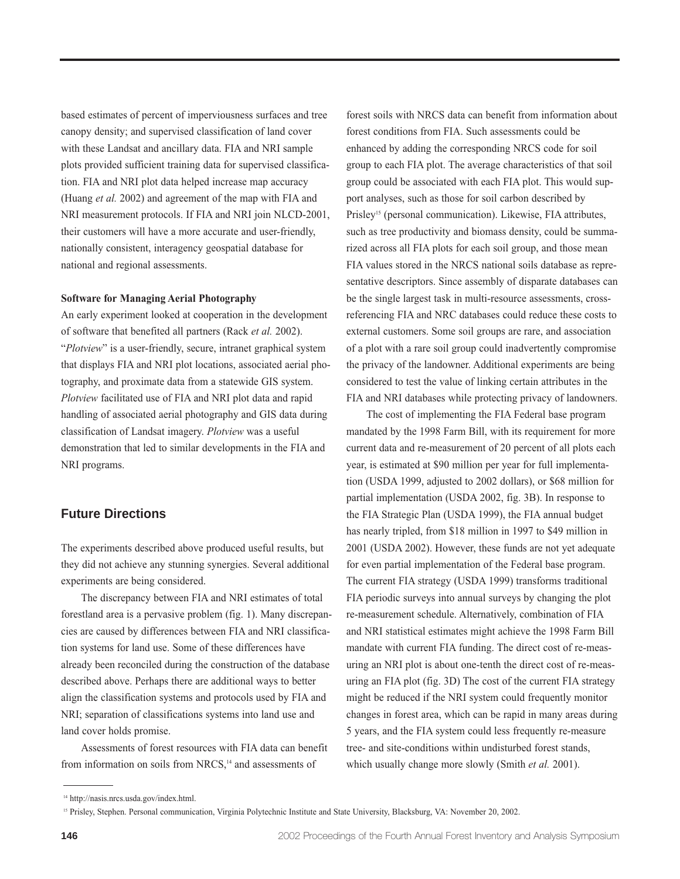based estimates of percent of imperviousness surfaces and tree canopy density; and supervised classification of land cover with these Landsat and ancillary data. FIA and NRI sample plots provided sufficient training data for supervised classification. FIA and NRI plot data helped increase map accuracy (Huang *et al.* 2002) and agreement of the map with FIA and NRI measurement protocols. If FIA and NRI join NLCD-2001, their customers will have a more accurate and user-friendly, nationally consistent, interagency geospatial database for national and regional assessments.

**Software for Managing Aerial Photography**

An early experiment looked at cooperation in the development of software that benefited all partners (Rack *et al.* 2002). "*Plotview*" is a user-friendly, secure, intranet graphical system that displays FIA and NRI plot locations, associated aerial photography, and proximate data from a statewide GIS system. *Plotview* facilitated use of FIA and NRI plot data and rapid handling of associated aerial photography and GIS data during classification of Landsat imagery. *Plotview* was a useful demonstration that led to similar developments in the FIA and NRI programs.

## Future Directions

The experiments described above produced useful results, but they did not achieve any stunning synergies. Several additional experiments are being considered.

The discrepancy between FIA and NRI estimates of total forestland area is a pervasive problem (fig. 1). Many discrepancies are caused by differences between FIA and NRI classification systems for land use. Some of these differences have already been reconciled during the construction of the database described above. Perhaps there are additional ways to better align the classification systems and protocols used by FIA and NRI; separation of classifications systems into land use and land cover holds promise.

Assessments of forest resources with FIA data can benefit from information on soils from NRCS,[14] and assessments of forest soils with NRCS data can benefit from information about forest conditions from FIA. Such assessments could be enhanced by adding the corresponding NRCS code for soil group to each FIA plot. The average characteristics of that soil group could be associated with each FIA plot. This would support analyses, such as those for soil carbon described by Prisley[15] (personal communication). Likewise, FIA attributes, such as tree productivity and biomass density, could be summarized across all FIA plots for each soil group, and those mean FIA values stored in the NRCS national soils database as representative descriptors. Since assembly of disparate databases can be the single largest task in multi-resource assessments, cross-referencing FIA and NRC databases could reduce these costs to external customers. Some soil groups are rare, and association of a plot with a rare soil group could inadvertently compromise the privacy of the landowner. Additional experiments are being considered to test the value of linking certain attributes in the FIA and NRI databases while protecting privacy of landowners.

The cost of implementing the FIA Federal base program mandated by the 1998 Farm Bill, with its requirement for more current data and re-measurement of 20 percent of all plots each year, is estimated at $90 million per year for full implementation (USDA 1999, adjusted to 2002 dollars), or $68 million for partial implementation (USDA 2002, fig. 3B). In response to the FIA Strategic Plan (USDA 1999), the FIA annual budget has nearly tripled, from $18 million in 1997 to $49 million in 2001 (USDA 2002). However, these funds are not yet adequate for even partial implementation of the Federal base program. The current FIA strategy (USDA 1999) transforms traditional FIA periodic surveys into annual surveys by changing the plot re-measurement schedule. Alternatively, combination of FIA and NRI statistical estimates might achieve the 1998 Farm Bill mandate with current FIA funding. The direct cost of re-measuring an NRI plot is about one-tenth the direct cost of re-measuring an FIA plot (fig. 3D) The cost of the current FIA strategy might be reduced if the NRI system could frequently monitor changes in forest area, which can be rapid in many areas during 5 years, and the FIA system could less frequently re-measure tree- and site-conditions within undisturbed forest stands, which usually change more slowly (Smith *et al.* 2001).

---

[14] http://nasis.nrcs.usda.gov/index.html.

[15] Prisley, Stephen. Personal communication, Virginia Polytechnic Institute and State University, Blacksburg, VA: November 20, 2002.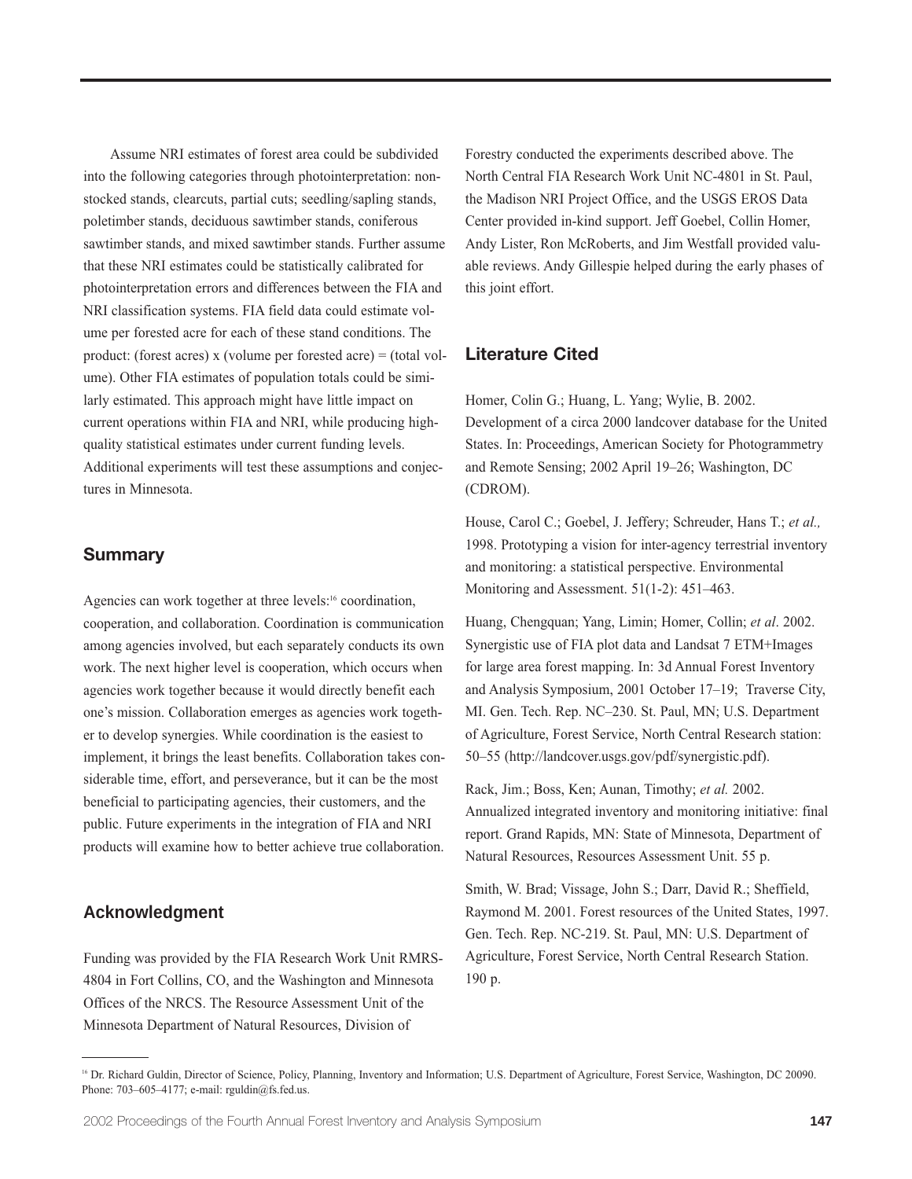Assume NRI estimates of forest area could be subdivided into the following categories through photointerpretation: nonstocked stands, clearcuts, partial cuts; seedling/sapling stands, poletimber stands, deciduous sawtimber stands, coniferous sawtimber stands, and mixed sawtimber stands. Further assume that these NRI estimates could be statistically calibrated for photointerpretation errors and differences between the FIA and NRI classification systems. FIA field data could estimate volume per forested acre for each of these stand conditions. The product: (forest acres) x (volume per forested acre) = (total volume). Other FIA estimates of population totals could be similarly estimated. This approach might have little impact on current operations within FIA and NRI, while producing high-quality statistical estimates under current funding levels. Additional experiments will test these assumptions and conjectures in Minnesota.

## Summary

Agencies can work together at three levels:[16] coordination, cooperation, and collaboration. Coordination is communication among agencies involved, but each separately conducts its own work. The next higher level is cooperation, which occurs when agencies work together because it would directly benefit each one's mission. Collaboration emerges as agencies work together to develop synergies. While coordination is the easiest to implement, it brings the least benefits. Collaboration takes considerable time, effort, and perseverance, but it can be the most beneficial to participating agencies, their customers, and the public. Future experiments in the integration of FIA and NRI products will examine how to better achieve true collaboration.

## Acknowledgment

Funding was provided by the FIA Research Work Unit RMRS-4804 in Fort Collins, CO, and the Washington and Minnesota Offices of the NRCS. The Resource Assessment Unit of the Minnesota Department of Natural Resources, Division of Forestry conducted the experiments described above. The North Central FIA Research Work Unit NC-4801 in St. Paul, the Madison NRI Project Office, and the USGS EROS Data Center provided in-kind support. Jeff Goebel, Collin Homer, Andy Lister, Ron McRoberts, and Jim Westfall provided valuable reviews. Andy Gillespie helped during the early phases of this joint effort.

## Literature Cited

Homer, Colin G.; Huang, L. Yang; Wylie, B. 2002. Development of a circa 2000 landcover database for the United States. In: Proceedings, American Society for Photogrammetry and Remote Sensing; 2002 April 19–26; Washington, DC (CDROM).

House, Carol C.; Goebel, J. Jeffery; Schreuder, Hans T.; *et al.,* 1998. Prototyping a vision for inter-agency terrestrial inventory and monitoring: a statistical perspective. Environmental Monitoring and Assessment. 51(1-2): 451–463.

Huang, Chengquan; Yang, Limin; Homer, Collin; *et al*. 2002. Synergistic use of FIA plot data and Landsat 7 ETM+Images for large area forest mapping. In: 3d Annual Forest Inventory and Analysis Symposium, 2001 October 17–19; Traverse City, MI. Gen. Tech. Rep. NC–230. St. Paul, MN; U.S. Department of Agriculture, Forest Service, North Central Research station: 50–55 (http://landcover.usgs.gov/pdf/synergistic.pdf).

Rack, Jim.; Boss, Ken; Aunan, Timothy; *et al.* 2002. Annualized integrated inventory and monitoring initiative: final report. Grand Rapids, MN: State of Minnesota, Department of Natural Resources, Resources Assessment Unit. 55 p.

Smith, W. Brad; Vissage, John S.; Darr, David R.; Sheffield, Raymond M. 2001. Forest resources of the United States, 1997. Gen. Tech. Rep. NC-219. St. Paul, MN: U.S. Department of Agriculture, Forest Service, North Central Research Station. 190 p.

---

[16] Dr. Richard Guldin, Director of Science, Policy, Planning, Inventory and Information; U.S. Department of Agriculture, Forest Service, Washington, DC 20090. Phone: 703–605–4177; e-mail: rguldin@fs.fed.us.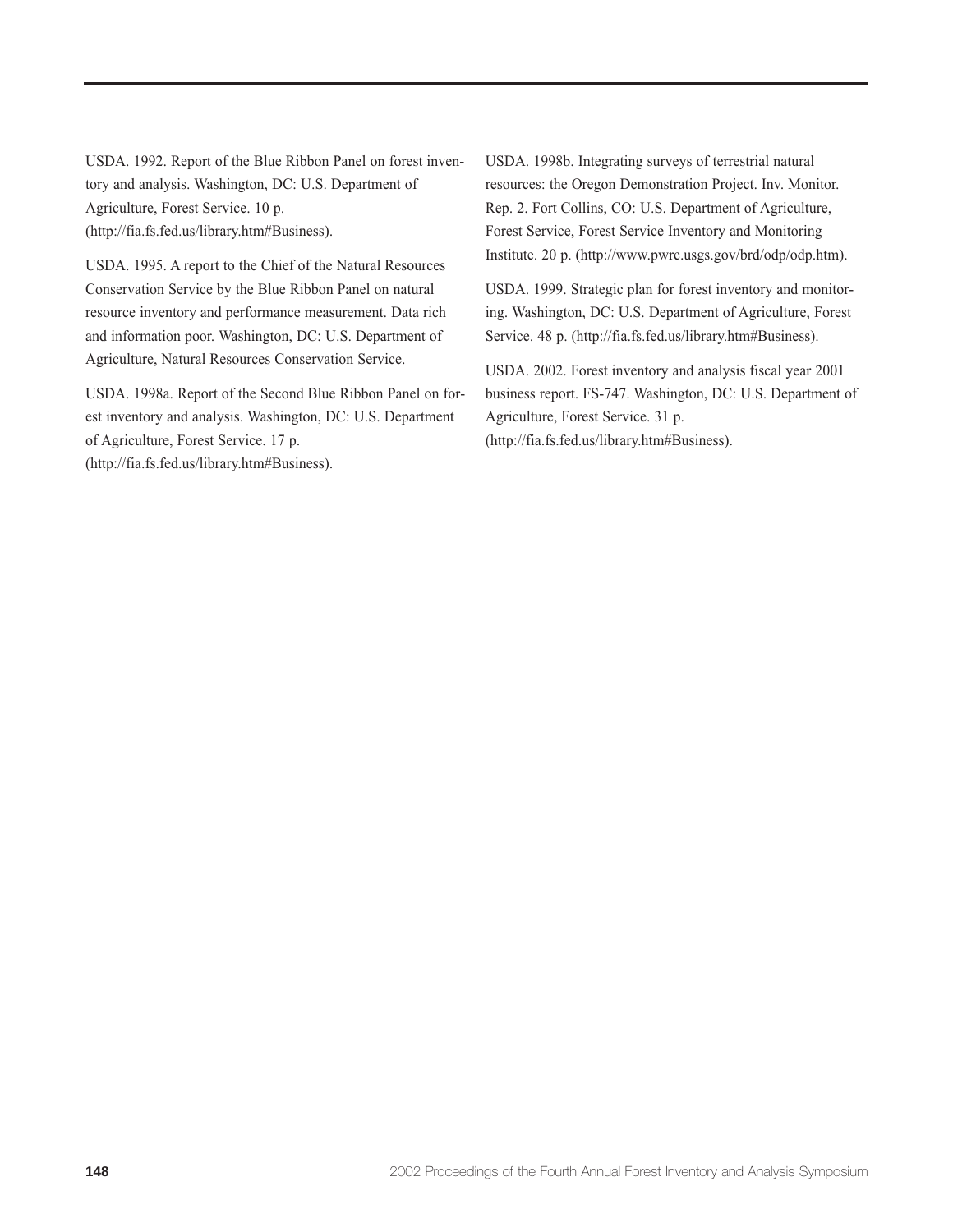USDA. 1992. Report of the Blue Ribbon Panel on forest inventory and analysis. Washington, DC: U.S. Department of Agriculture, Forest Service. 10 p. (http://fia.fs.fed.us/library.htm#Business).

USDA. 1995. A report to the Chief of the Natural Resources Conservation Service by the Blue Ribbon Panel on natural resource inventory and performance measurement. Data rich and information poor. Washington, DC: U.S. Department of Agriculture, Natural Resources Conservation Service.

USDA. 1998a. Report of the Second Blue Ribbon Panel on forest inventory and analysis. Washington, DC: U.S. Department of Agriculture, Forest Service. 17 p. (http://fia.fs.fed.us/library.htm#Business).

USDA. 1998b. Integrating surveys of terrestrial natural resources: the Oregon Demonstration Project. Inv. Monitor. Rep. 2. Fort Collins, CO: U.S. Department of Agriculture, Forest Service, Forest Service Inventory and Monitoring Institute. 20 p. (http://www.pwrc.usgs.gov/brd/odp/odp.htm).

USDA. 1999. Strategic plan for forest inventory and monitoring. Washington, DC: U.S. Department of Agriculture, Forest Service. 48 p. (http://fia.fs.fed.us/library.htm#Business).

USDA. 2002. Forest inventory and analysis fiscal year 2001 business report. FS-747. Washington, DC: U.S. Department of Agriculture, Forest Service. 31 p. (http://fia.fs.fed.us/library.htm#Business).